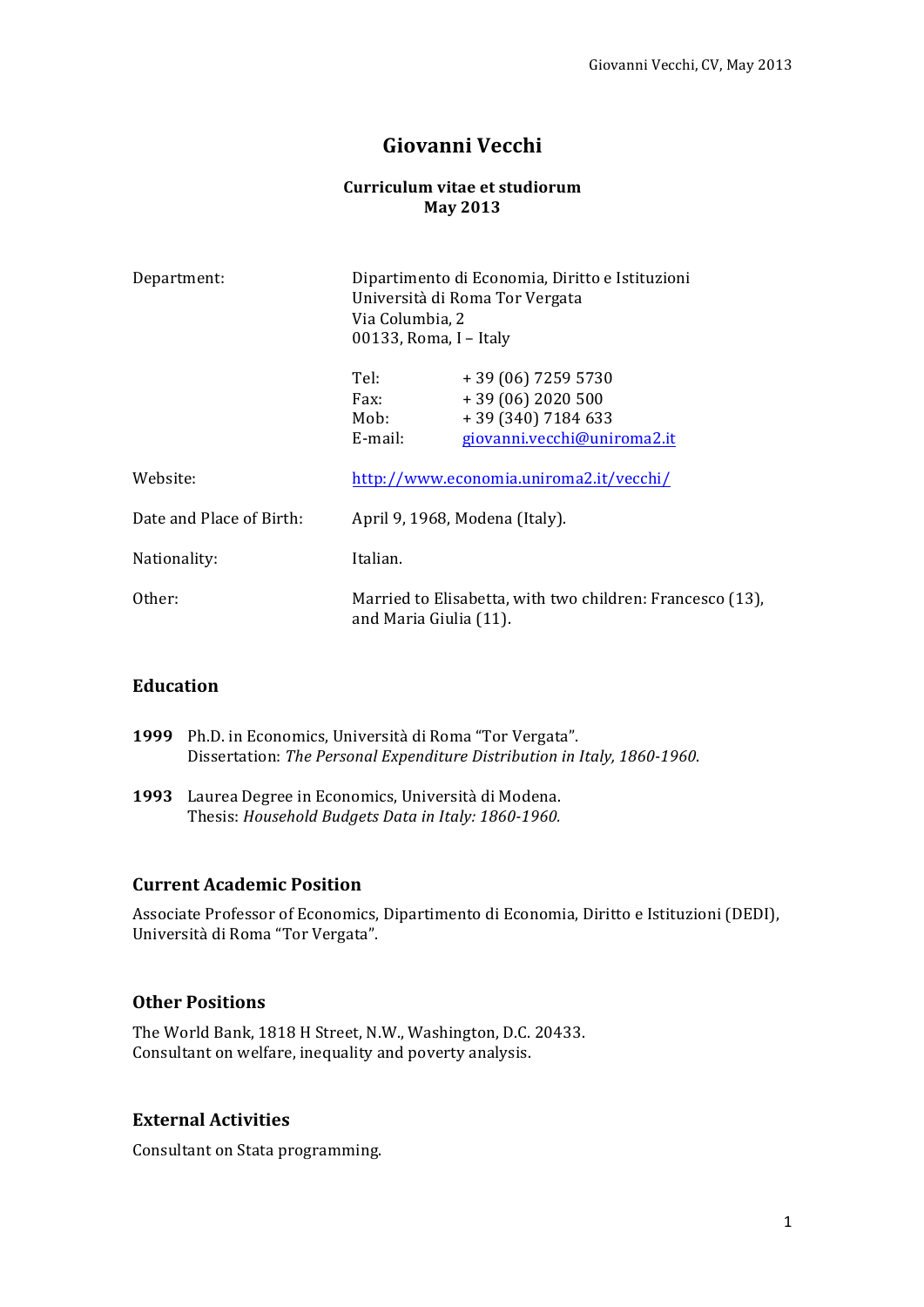# Giovanni Vecchi

**Curriculum vitae et studiorum**
**May 2013**

| | | |
|---|---|---|
| Department: | Dipartimento di Economia, Diritto e Istituzioni<br>Università di Roma Tor Vergata<br>Via Columbia, 2<br>00133, Roma, I – Italy | |
| | Tel: | + 39 (06) 7259 5730 |
| | Fax: | + 39 (06) 2020 500 |
| | Mob: | + 39 (340) 7184 633 |
| | E-mail: | giovanni.vecchi@uniroma2.it |
| Website: | http://www.economia.uniroma2.it/vecchi/ | |
| Date and Place of Birth: | April 9, 1968, Modena (Italy). | |
| Nationality: | Italian. | |
| Other: | Married to Elisabetta, with two children: Francesco (13), and Maria Giulia (11). | |

## Education

**1999** Ph.D. in Economics, Università di Roma "Tor Vergata".
Dissertation: *The Personal Expenditure Distribution in Italy, 1860-1960*.

**1993** Laurea Degree in Economics, Università di Modena.
Thesis: *Household Budgets Data in Italy: 1860-1960.*

## Current Academic Position

Associate Professor of Economics, Dipartimento di Economia, Diritto e Istituzioni (DEDI), Università di Roma "Tor Vergata".

## Other Positions

The World Bank, 1818 H Street, N.W., Washington, D.C. 20433.
Consultant on welfare, inequality and poverty analysis.

## External Activities

Consultant on Stata programming.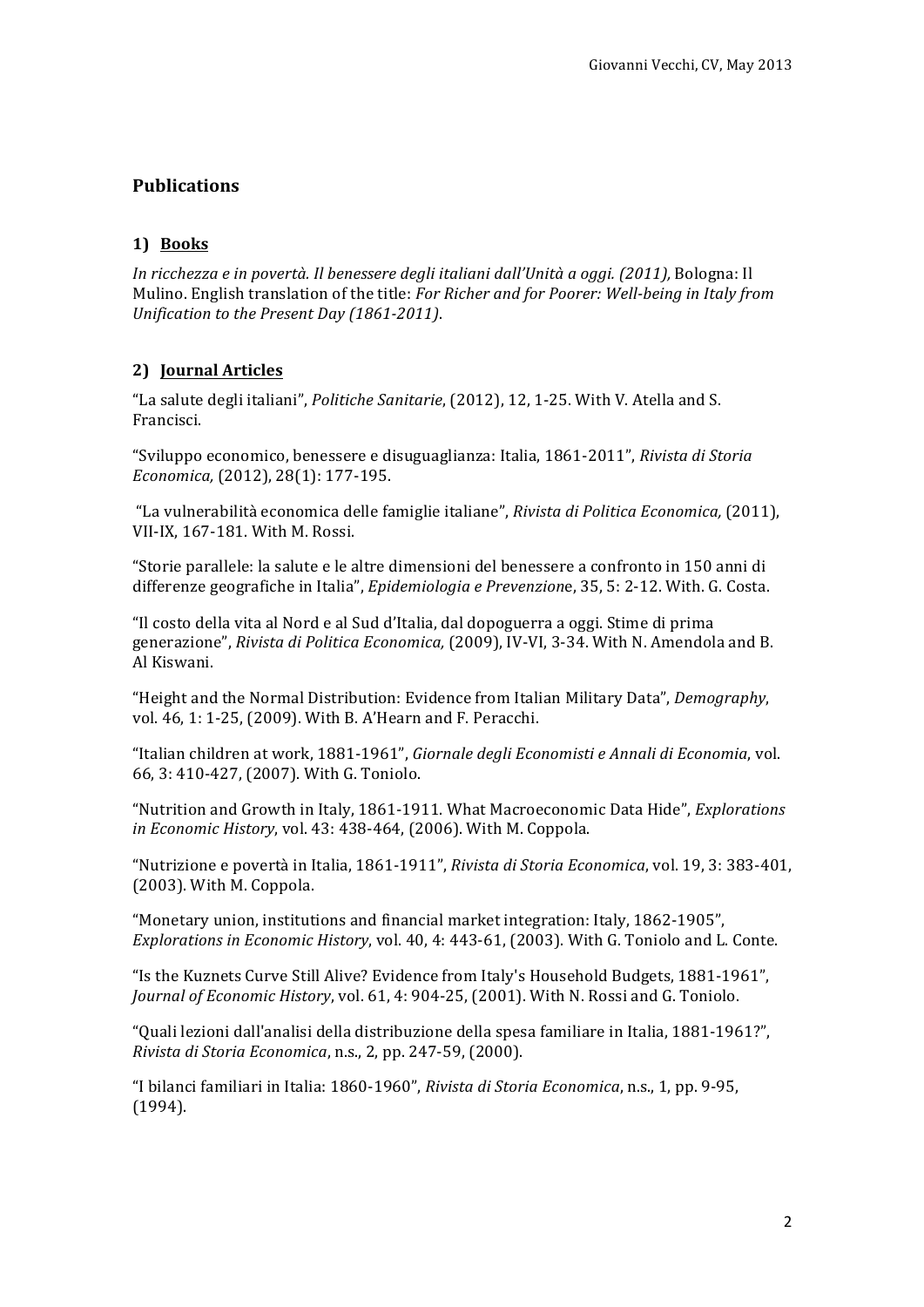## Publications

### 1) <u>Books</u>

*In ricchezza e in povertà. Il benessere degli italiani dall'Unità a oggi. (2011),* Bologna: Il Mulino. English translation of the title: *For Richer and for Poorer: Well-being in Italy from Unification to the Present Day (1861-2011)*.

### 2) <u>Journal Articles</u>

"La salute degli italiani", *Politiche Sanitarie*, (2012), 12, 1-25. With V. Atella and S. Francisci.

"Sviluppo economico, benessere e disuguaglianza: Italia, 1861-2011", *Rivista di Storia Economica,* (2012), 28(1): 177-195.

"La vulnerabilità economica delle famiglie italiane", *Rivista di Politica Economica,* (2011), VII-IX, 167-181. With M. Rossi.

"Storie parallele: la salute e le altre dimensioni del benessere a confronto in 150 anni di differenze geografiche in Italia", *Epidemiologia e Prevenzione*, 35, 5: 2-12. With. G. Costa.

"Il costo della vita al Nord e al Sud d'Italia, dal dopoguerra a oggi. Stime di prima generazione", *Rivista di Politica Economica,* (2009), IV-VI, 3-34. With N. Amendola and B. Al Kiswani.

"Height and the Normal Distribution: Evidence from Italian Military Data", *Demography*, vol. 46, 1: 1-25, (2009). With B. A'Hearn and F. Peracchi.

"Italian children at work, 1881-1961", *Giornale degli Economisti e Annali di Economia*, vol. 66, 3: 410-427, (2007). With G. Toniolo.

"Nutrition and Growth in Italy, 1861-1911. What Macroeconomic Data Hide", *Explorations in Economic History*, vol. 43: 438-464, (2006). With M. Coppola.

"Nutrizione e povertà in Italia, 1861-1911", *Rivista di Storia Economica*, vol. 19, 3: 383-401, (2003). With M. Coppola.

"Monetary union, institutions and financial market integration: Italy, 1862-1905", *Explorations in Economic History*, vol. 40, 4: 443-61, (2003). With G. Toniolo and L. Conte.

"Is the Kuznets Curve Still Alive? Evidence from Italy's Household Budgets, 1881-1961", *Journal of Economic History*, vol. 61, 4: 904-25, (2001). With N. Rossi and G. Toniolo.

"Quali lezioni dall'analisi della distribuzione della spesa familiare in Italia, 1881-1961?", *Rivista di Storia Economica*, n.s., 2, pp. 247-59, (2000).

"I bilanci familiari in Italia: 1860-1960", *Rivista di Storia Economica*, n.s., 1, pp. 9-95, (1994).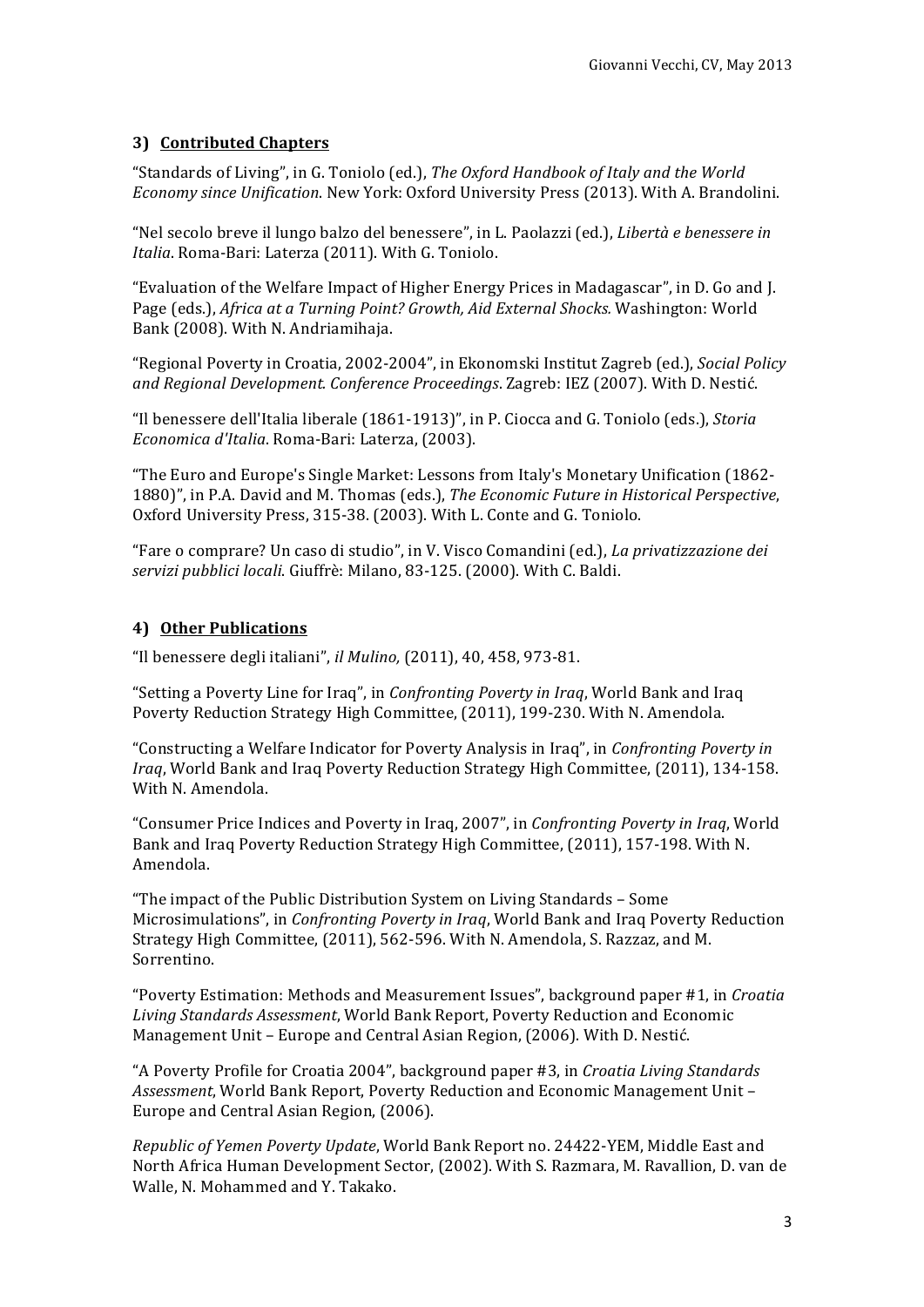### 3) <u>Contributed Chapters</u>

"Standards of Living", in G. Toniolo (ed.), *The Oxford Handbook of Italy and the World Economy since Unification*. New York: Oxford University Press (2013). With A. Brandolini.

"Nel secolo breve il lungo balzo del benessere", in L. Paolazzi (ed.), *Libertà e benessere in Italia*. Roma-Bari: Laterza (2011). With G. Toniolo.

"Evaluation of the Welfare Impact of Higher Energy Prices in Madagascar", in D. Go and J. Page (eds.), *Africa at a Turning Point? Growth, Aid External Shocks*. Washington: World Bank (2008). With N. Andriamihaja.

"Regional Poverty in Croatia, 2002-2004", in Ekonomski Institut Zagreb (ed.), *Social Policy and Regional Development. Conference Proceedings*. Zagreb: IEZ (2007). With D. Nestić.

"Il benessere dell'Italia liberale (1861-1913)", in P. Ciocca and G. Toniolo (eds.), *Storia Economica d'Italia*. Roma-Bari: Laterza, (2003).

"The Euro and Europe's Single Market: Lessons from Italy's Monetary Unification (1862-1880)", in P.A. David and M. Thomas (eds.), *The Economic Future in Historical Perspective*, Oxford University Press, 315-38. (2003). With L. Conte and G. Toniolo.

"Fare o comprare? Un caso di studio", in V. Visco Comandini (ed.), *La privatizzazione dei servizi pubblici locali*. Giuffrè: Milano, 83-125. (2000). With C. Baldi.

### 4) <u>Other Publications</u>

"Il benessere degli italiani", *il Mulino,* (2011), 40, 458, 973-81.

"Setting a Poverty Line for Iraq", in *Confronting Poverty in Iraq*, World Bank and Iraq Poverty Reduction Strategy High Committee, (2011), 199-230. With N. Amendola.

"Constructing a Welfare Indicator for Poverty Analysis in Iraq", in *Confronting Poverty in Iraq*, World Bank and Iraq Poverty Reduction Strategy High Committee, (2011), 134-158. With N. Amendola.

"Consumer Price Indices and Poverty in Iraq, 2007", in *Confronting Poverty in Iraq*, World Bank and Iraq Poverty Reduction Strategy High Committee, (2011), 157-198. With N. Amendola.

"The impact of the Public Distribution System on Living Standards – Some Microsimulations", in *Confronting Poverty in Iraq*, World Bank and Iraq Poverty Reduction Strategy High Committee, (2011), 562-596. With N. Amendola, S. Razzaz, and M. Sorrentino.

"Poverty Estimation: Methods and Measurement Issues", background paper #1, in *Croatia Living Standards Assessment*, World Bank Report, Poverty Reduction and Economic Management Unit – Europe and Central Asian Region, (2006). With D. Nestić.

"A Poverty Profile for Croatia 2004", background paper #3, in *Croatia Living Standards Assessment*, World Bank Report, Poverty Reduction and Economic Management Unit – Europe and Central Asian Region, (2006).

*Republic of Yemen Poverty Update*, World Bank Report no. 24422-YEM, Middle East and North Africa Human Development Sector, (2002). With S. Razmara, M. Ravallion, D. van de Walle, N. Mohammed and Y. Takako.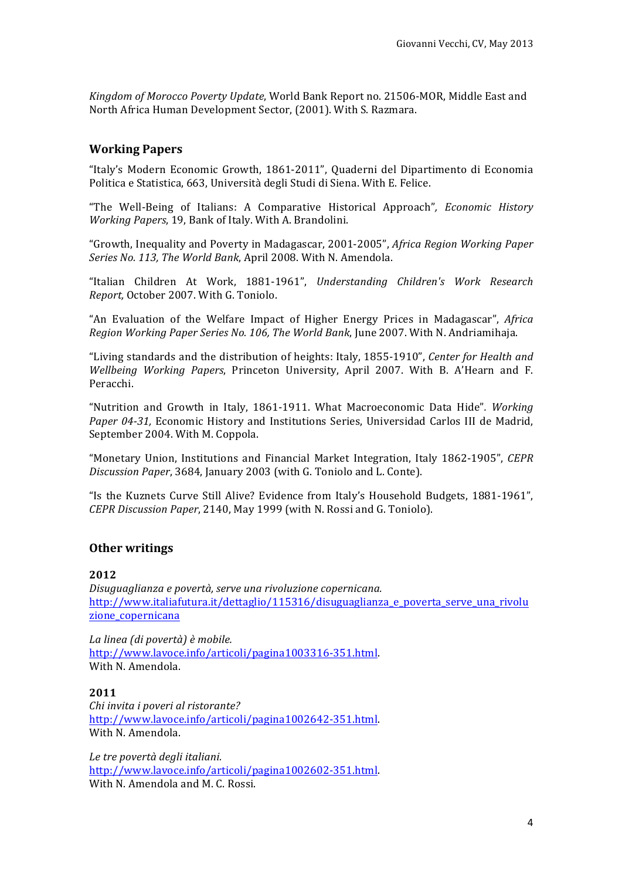*Kingdom of Morocco Poverty Update*, World Bank Report no. 21506-MOR, Middle East and North Africa Human Development Sector, (2001). With S. Razmara.

## Working Papers

"Italy's Modern Economic Growth, 1861-2011", Quaderni del Dipartimento di Economia Politica e Statistica, 663, Università degli Studi di Siena. With E. Felice.

"The Well-Being of Italians: A Comparative Historical Approach", *Economic History Working Papers*, 19, Bank of Italy. With A. Brandolini.

"Growth, Inequality and Poverty in Madagascar, 2001-2005", *Africa Region Working Paper Series No. 113, The World Bank*, April 2008. With N. Amendola.

"Italian Children At Work, 1881-1961", *Understanding Children's Work Research Report,* October 2007. With G. Toniolo.

"An Evaluation of the Welfare Impact of Higher Energy Prices in Madagascar", *Africa Region Working Paper Series No. 106, The World Bank*, June 2007. With N. Andriamihaja.

"Living standards and the distribution of heights: Italy, 1855-1910", *Center for Health and Wellbeing Working Papers*, Princeton University, April 2007. With B. A'Hearn and F. Peracchi.

"Nutrition and Growth in Italy, 1861-1911. What Macroeconomic Data Hide"*. Working Paper 04-31,* Economic History and Institutions Series, Universidad Carlos III de Madrid, September 2004. With M. Coppola.

"Monetary Union, Institutions and Financial Market Integration, Italy 1862-1905", *CEPR Discussion Paper*, 3684, January 2003 (with G. Toniolo and L. Conte).

"Is the Kuznets Curve Still Alive? Evidence from Italy's Household Budgets, 1881-1961", *CEPR Discussion Paper*, 2140, May 1999 (with N. Rossi and G. Toniolo).

## Other writings

**2012**

*Disuguaglianza e povertà, serve una rivoluzione copernicana.*
http://www.italiafutura.it/dettaglio/115316/disuguaglianza_e_poverta_serve_una_rivoluzione_copernicana

*La linea (di povertà) è mobile.*
http://www.lavoce.info/articoli/pagina1003316-351.html.
With N. Amendola.

**2011**

*Chi invita i poveri al ristorante?*
http://www.lavoce.info/articoli/pagina1002642-351.html.
With N. Amendola.

*Le tre povertà degli italiani.*
http://www.lavoce.info/articoli/pagina1002602-351.html.
With N. Amendola and M. C. Rossi.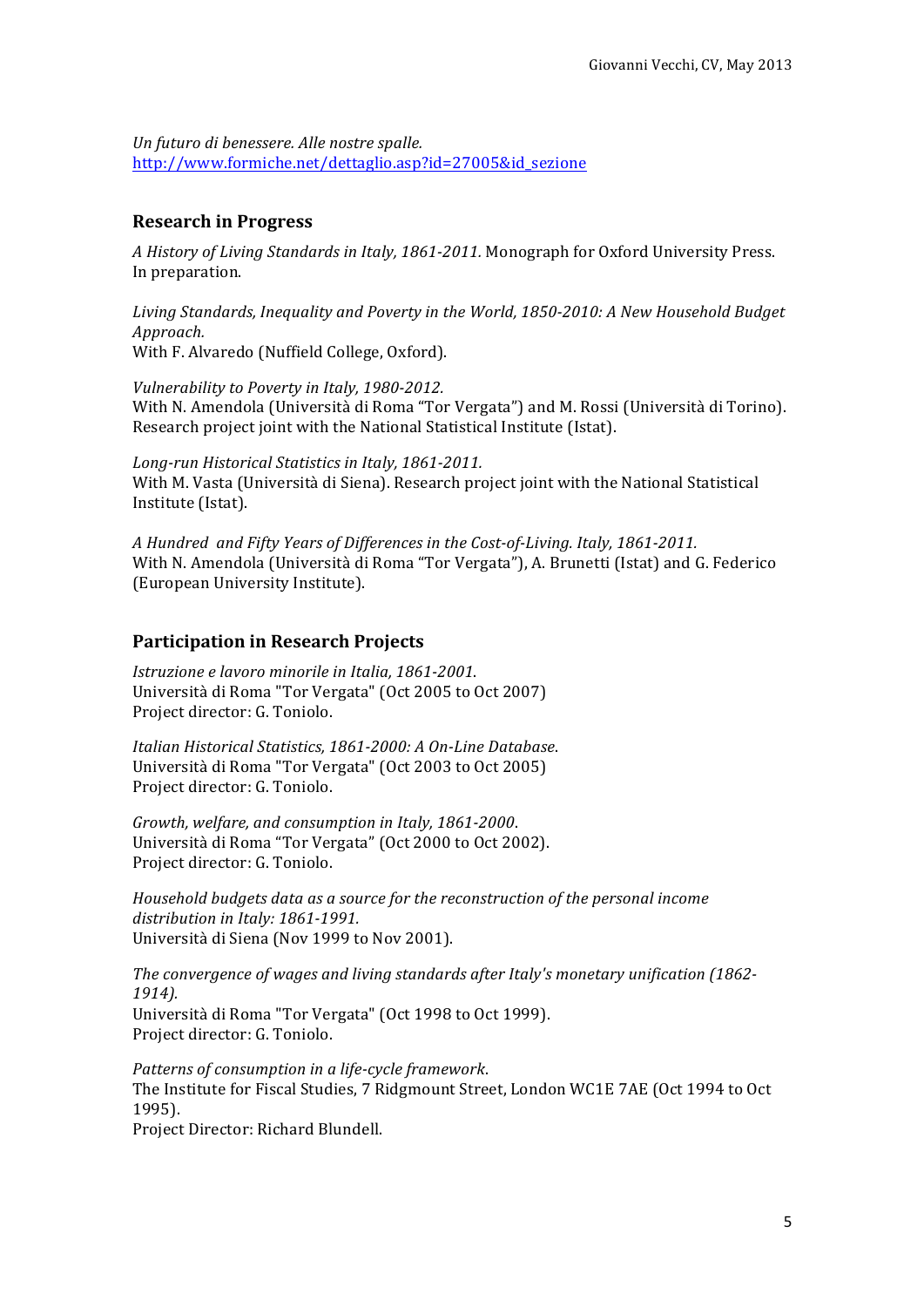*Un futuro di benessere. Alle nostre spalle.*
http://www.formiche.net/dettaglio.asp?id=27005&id_sezione

## Research in Progress

*A History of Living Standards in Italy, 1861-2011.* Monograph for Oxford University Press. In preparation.

*Living Standards, Inequality and Poverty in the World, 1850-2010: A New Household Budget Approach.*
With F. Alvaredo (Nuffield College, Oxford).

*Vulnerability to Poverty in Italy, 1980-2012.*
With N. Amendola (Università di Roma "Tor Vergata") and M. Rossi (Università di Torino). Research project joint with the National Statistical Institute (Istat).

*Long-run Historical Statistics in Italy, 1861-2011.*
With M. Vasta (Università di Siena). Research project joint with the National Statistical Institute (Istat).

*A Hundred and Fifty Years of Differences in the Cost-of-Living. Italy, 1861-2011.*
With N. Amendola (Università di Roma "Tor Vergata"), A. Brunetti (Istat) and G. Federico (European University Institute).

## Participation in Research Projects

*Istruzione e lavoro minorile in Italia, 1861-2001.*
Università di Roma "Tor Vergata" (Oct 2005 to Oct 2007)
Project director: G. Toniolo.

*Italian Historical Statistics, 1861-2000: A On-Line Database.*
Università di Roma "Tor Vergata" (Oct 2003 to Oct 2005)
Project director: G. Toniolo.

*Growth, welfare, and consumption in Italy, 1861-2000.*
Università di Roma "Tor Vergata" (Oct 2000 to Oct 2002).
Project director: G. Toniolo.

*Household budgets data as a source for the reconstruction of the personal income distribution in Italy: 1861-1991.*
Università di Siena (Nov 1999 to Nov 2001).

*The convergence of wages and living standards after Italy's monetary unification (1862-1914).*
Università di Roma "Tor Vergata" (Oct 1998 to Oct 1999).
Project director: G. Toniolo.

*Patterns of consumption in a life-cycle framework.*
The Institute for Fiscal Studies, 7 Ridgmount Street, London WC1E 7AE (Oct 1994 to Oct 1995).
Project Director: Richard Blundell.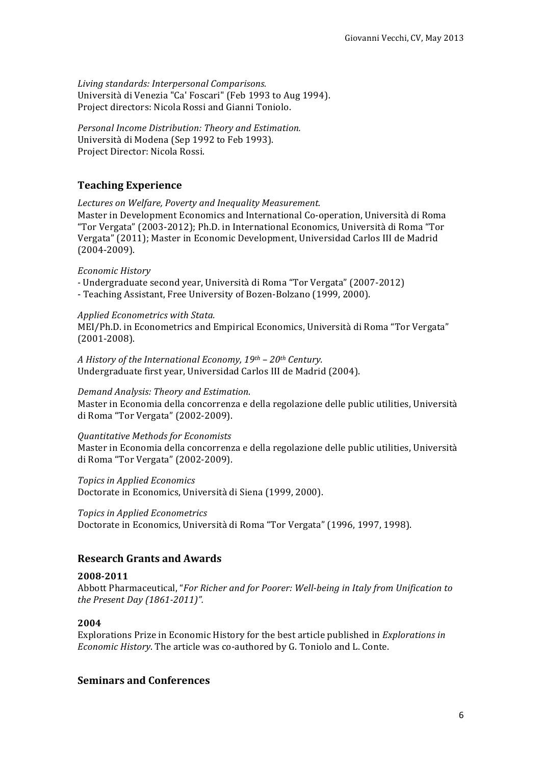*Living standards: Interpersonal Comparisons.*
Università di Venezia "Ca' Foscari" (Feb 1993 to Aug 1994).
Project directors: Nicola Rossi and Gianni Toniolo.

*Personal Income Distribution: Theory and Estimation.*
Università di Modena (Sep 1992 to Feb 1993).
Project Director: Nicola Rossi.

## Teaching Experience

*Lectures on Welfare, Poverty and Inequality Measurement.*
Master in Development Economics and International Co-operation, Università di Roma "Tor Vergata" (2003-2012); Ph.D. in International Economics, Università di Roma "Tor Vergata" (2011); Master in Economic Development, Universidad Carlos III de Madrid (2004-2009).

*Economic History*
- Undergraduate second year, Università di Roma "Tor Vergata" (2007-2012)
- Teaching Assistant, Free University of Bozen-Bolzano (1999, 2000).

*Applied Econometrics with Stata.*
MEI/Ph.D. in Econometrics and Empirical Economics, Università di Roma "Tor Vergata" (2001-2008).

*A History of the International Economy, 19th – 20th Century.*
Undergraduate first year, Universidad Carlos III de Madrid (2004).

*Demand Analysis: Theory and Estimation*.
Master in Economia della concorrenza e della regolazione delle public utilities, Università di Roma "Tor Vergata" (2002-2009).

*Quantitative Methods for Economists*
Master in Economia della concorrenza e della regolazione delle public utilities, Università di Roma "Tor Vergata" (2002-2009).

*Topics in Applied Economics*
Doctorate in Economics, Università di Siena (1999, 2000).

*Topics in Applied Econometrics*
Doctorate in Economics, Università di Roma "Tor Vergata" (1996, 1997, 1998).

## Research Grants and Awards

**2008-2011**
Abbott Pharmaceutical, "*For Richer and for Poorer: Well-being in Italy from Unification to the Present Day (1861-2011)".*

**2004**
Explorations Prize in Economic History for the best article published in *Explorations in Economic History*. The article was co-authored by G. Toniolo and L. Conte.

## Seminars and Conferences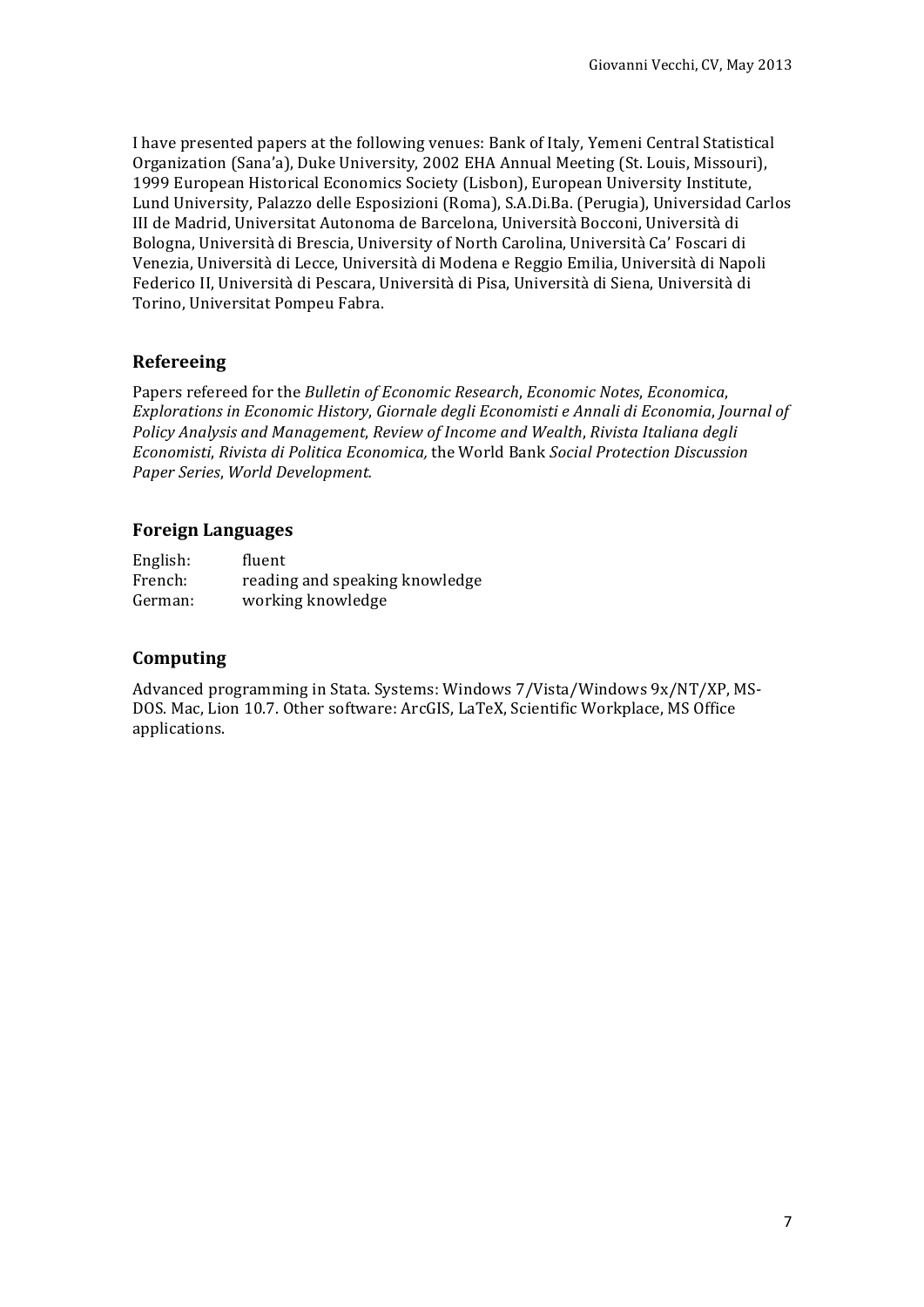I have presented papers at the following venues: Bank of Italy, Yemeni Central Statistical Organization (Sana'a), Duke University, 2002 EHA Annual Meeting (St. Louis, Missouri), 1999 European Historical Economics Society (Lisbon), European University Institute, Lund University, Palazzo delle Esposizioni (Roma), S.A.Di.Ba. (Perugia), Universidad Carlos III de Madrid, Universitat Autonoma de Barcelona, Università Bocconi, Università di Bologna, Università di Brescia, University of North Carolina, Università Ca' Foscari di Venezia, Università di Lecce, Università di Modena e Reggio Emilia, Università di Napoli Federico II, Università di Pescara, Università di Pisa, Università di Siena, Università di Torino, Universitat Pompeu Fabra.

## Refereeing

Papers refereed for the *Bulletin of Economic Research*, *Economic Notes*, *Economica*, *Explorations in Economic History*, *Giornale degli Economisti e Annali di Economia*, *Journal of Policy Analysis and Management*, *Review of Income and Wealth*, *Rivista Italiana degli Economisti*, *Rivista di Politica Economica,* the World Bank *Social Protection Discussion Paper Series*, *World Development.*

## Foreign Languages

| | |
|---|---|
| English: | fluent |
| French: | reading and speaking knowledge |
| German: | working knowledge |

## Computing

Advanced programming in Stata. Systems: Windows 7/Vista/Windows 9x/NT/XP, MS-DOS. Mac, Lion 10.7. Other software: ArcGIS, LaTeX, Scientific Workplace, MS Office applications.